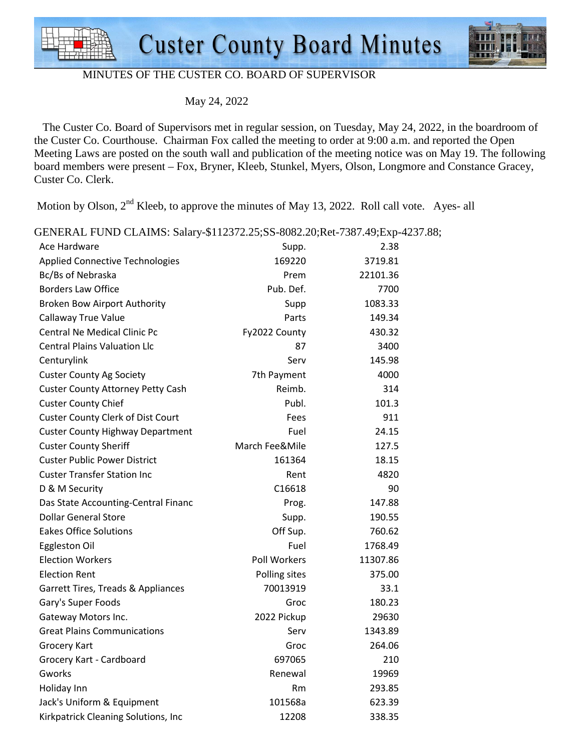# Custer County Board Minutes

MINUTES OF THE CUSTER CO. BOARD OF SUPERVISOR

May 24, 2022

The Custer Co. Board of Supervisors met in regular session, on Tuesday, May 24, 2022, in the boardroom of the Custer Co. Courthouse. Chairman Fox called the meeting to order at 9:00 a.m. and reported the Open Meeting Laws are posted on the south wall and publication of the meeting notice was on May 19. The following board members were present – Fox, Bryner, Kleeb, Stunkel, Myers, Olson, Longmore and Constance Gracey, Custer Co. Clerk.

Motion by Olson, 2nd Kleeb, to approve the minutes of May 13, 2022. Roll call vote. Ayes- all

GENERAL FUND CLAIMS: Salary-$112372.25;SS-8082.20;Ret-7387.49;Exp-4237.88;

| | | |
|---|---|---|
| Ace Hardware | Supp. | 2.38 |
| Applied Connective Technologies | 169220 | 3719.81 |
| Bc/Bs of Nebraska | Prem | 22101.36 |
| Borders Law Office | Pub. Def. | 7700 |
| Broken Bow Airport Authority | Supp | 1083.33 |
| Callaway True Value | Parts | 149.34 |
| Central Ne Medical Clinic Pc | Fy2022 County | 430.32 |
| Central Plains Valuation Llc | 87 | 3400 |
| Centurylink | Serv | 145.98 |
| Custer County Ag Society | 7th Payment | 4000 |
| Custer County Attorney Petty Cash | Reimb. | 314 |
| Custer County Chief | Publ. | 101.3 |
| Custer County Clerk of Dist Court | Fees | 911 |
| Custer County Highway Department | Fuel | 24.15 |
| Custer County Sheriff | March Fee&Mile | 127.5 |
| Custer Public Power District | 161364 | 18.15 |
| Custer Transfer Station Inc | Rent | 4820 |
| D & M Security | C16618 | 90 |
| Das State Accounting-Central Financ | Prog. | 147.88 |
| Dollar General Store | Supp. | 190.55 |
| Eakes Office Solutions | Off Sup. | 760.62 |
| Eggleston Oil | Fuel | 1768.49 |
| Election Workers | Poll Workers | 11307.86 |
| Election Rent | Polling sites | 375.00 |
| Garrett Tires, Treads & Appliances | 70013919 | 33.1 |
| Gary's Super Foods | Groc | 180.23 |
| Gateway Motors Inc. | 2022 Pickup | 29630 |
| Great Plains Communications | Serv | 1343.89 |
| Grocery Kart | Groc | 264.06 |
| Grocery Kart - Cardboard | 697065 | 210 |
| Gworks | Renewal | 19969 |
| Holiday Inn | Rm | 293.85 |
| Jack's Uniform & Equipment | 101568a | 623.39 |
| Kirkpatrick Cleaning Solutions, Inc | 12208 | 338.35 |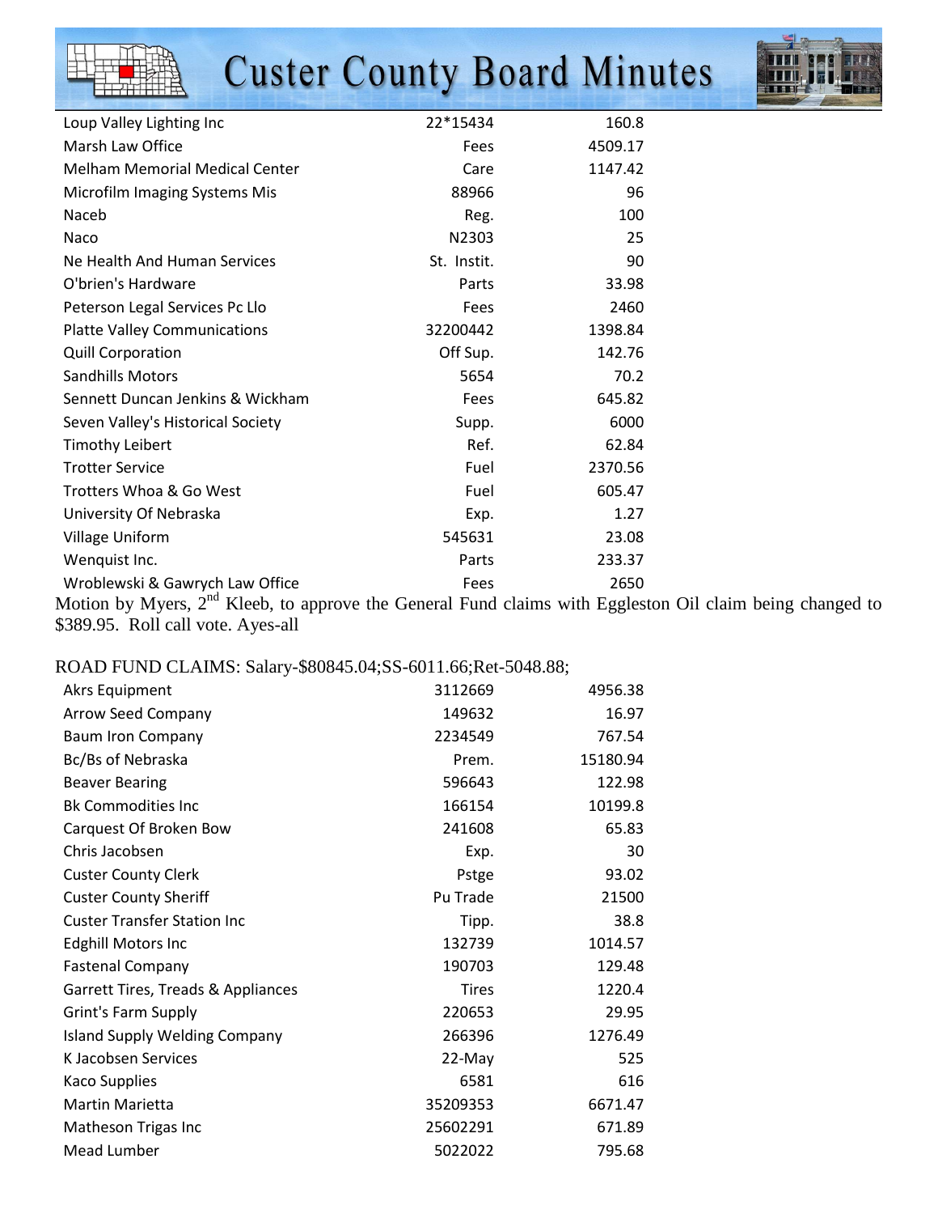| | | |
|---|---|---|
| Loup Valley Lighting Inc | 22*15434 | 160.8 |
| Marsh Law Office | Fees | 4509.17 |
| Melham Memorial Medical Center | Care | 1147.42 |
| Microfilm Imaging Systems Mis | 88966 | 96 |
| Naceb | Reg. | 100 |
| Naco | N2303 | 25 |
| Ne Health And Human Services | St. Instit. | 90 |
| O'brien's Hardware | Parts | 33.98 |
| Peterson Legal Services Pc Llo | Fees | 2460 |
| Platte Valley Communications | 32200442 | 1398.84 |
| Quill Corporation | Off Sup. | 142.76 |
| Sandhills Motors | 5654 | 70.2 |
| Sennett Duncan Jenkins & Wickham | Fees | 645.82 |
| Seven Valley's Historical Society | Supp. | 6000 |
| Timothy Leibert | Ref. | 62.84 |
| Trotter Service | Fuel | 2370.56 |
| Trotters Whoa & Go West | Fuel | 605.47 |
| University Of Nebraska | Exp. | 1.27 |
| Village Uniform | 545631 | 23.08 |
| Wenquist Inc. | Parts | 233.37 |
| Wroblewski & Gawrych Law Office | Fees | 2650 |

Motion by Myers, 2nd Kleeb, to approve the General Fund claims with Eggleston Oil claim being changed to $389.95. Roll call vote. Ayes-all

ROAD FUND CLAIMS: Salary-$80845.04;SS-6011.66;Ret-5048.88;

| | | |
|---|---|---|
| Akrs Equipment | 3112669 | 4956.38 |
| Arrow Seed Company | 149632 | 16.97 |
| Baum Iron Company | 2234549 | 767.54 |
| Bc/Bs of Nebraska | Prem. | 15180.94 |
| Beaver Bearing | 596643 | 122.98 |
| Bk Commodities Inc | 166154 | 10199.8 |
| Carquest Of Broken Bow | 241608 | 65.83 |
| Chris Jacobsen | Exp. | 30 |
| Custer County Clerk | Pstge | 93.02 |
| Custer County Sheriff | Pu Trade | 21500 |
| Custer Transfer Station Inc | Tipp. | 38.8 |
| Edghill Motors Inc | 132739 | 1014.57 |
| Fastenal Company | 190703 | 129.48 |
| Garrett Tires, Treads & Appliances | Tires | 1220.4 |
| Grint's Farm Supply | 220653 | 29.95 |
| Island Supply Welding Company | 266396 | 1276.49 |
| K Jacobsen Services | 22-May | 525 |
| Kaco Supplies | 6581 | 616 |
| Martin Marietta | 35209353 | 6671.47 |
| Matheson Trigas Inc | 25602291 | 671.89 |
| Mead Lumber | 5022022 | 795.68 |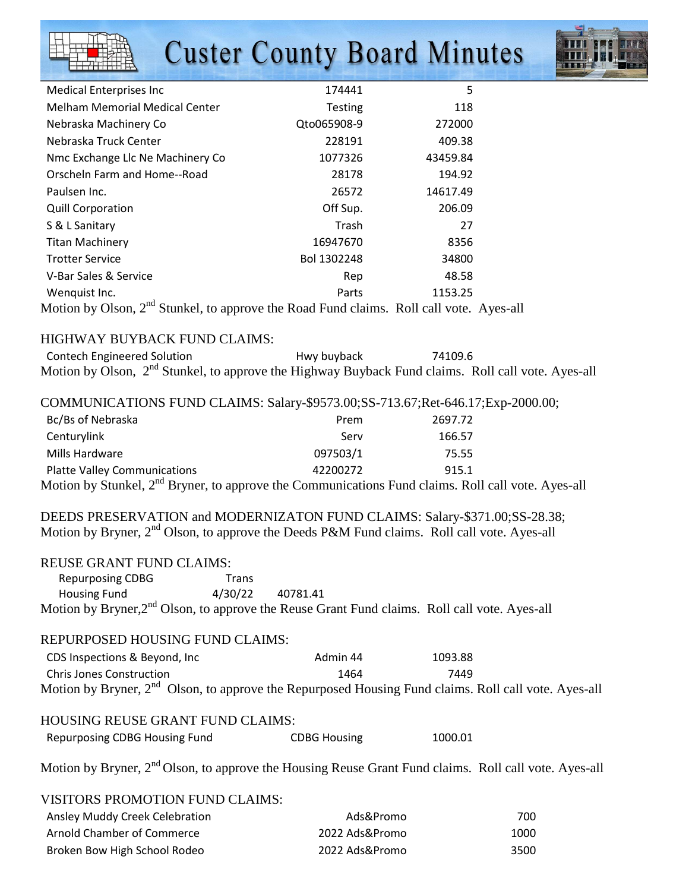| | | |
|---|---|---|
| Medical Enterprises Inc | 174441 | 5 |
| Melham Memorial Medical Center | Testing | 118 |
| Nebraska Machinery Co | Qto065908-9 | 272000 |
| Nebraska Truck Center | 228191 | 409.38 |
| Nmc Exchange Llc Ne Machinery Co | 1077326 | 43459.84 |
| Orscheln Farm and Home--Road | 28178 | 194.92 |
| Paulsen Inc. | 26572 | 14617.49 |
| Quill Corporation | Off Sup. | 206.09 |
| S & L Sanitary | Trash | 27 |
| Titan Machinery | 16947670 | 8356 |
| Trotter Service | Bol 1302248 | 34800 |
| V-Bar Sales & Service | Rep | 48.58 |
| Wenquist Inc. | Parts | 1153.25 |

Motion by Olson, 2nd Stunkel, to approve the Road Fund claims. Roll call vote. Ayes-all

HIGHWAY BUYBACK FUND CLAIMS:

| | | |
|---|---|---|
| Contech Engineered Solution | Hwy buyback | 74109.6 |

Motion by Olson, 2nd Stunkel, to approve the Highway Buyback Fund claims. Roll call vote. Ayes-all

COMMUNICATIONS FUND CLAIMS: Salary-$9573.00;SS-713.67;Ret-646.17;Exp-2000.00;

| | | |
|---|---|---|
| Bc/Bs of Nebraska | Prem | 2697.72 |
| Centurylink | Serv | 166.57 |
| Mills Hardware | 097503/1 | 75.55 |
| Platte Valley Communications | 42200272 | 915.1 |

Motion by Stunkel, 2nd Bryner, to approve the Communications Fund claims. Roll call vote. Ayes-all

DEEDS PRESERVATION and MODERNIZATON FUND CLAIMS: Salary-$371.00;SS-28.38;
Motion by Bryner, 2nd Olson, to approve the Deeds P&M Fund claims. Roll call vote. Ayes-all

REUSE GRANT FUND CLAIMS:

| | | |
|---|---|---|
| Repurposing CDBG | Trans | |
| Housing Fund | 4/30/22 | 40781.41 |

Motion by Bryner,2nd Olson, to approve the Reuse Grant Fund claims. Roll call vote. Ayes-all

REPURPOSED HOUSING FUND CLAIMS:

| | | |
|---|---|---|
| CDS Inspections & Beyond, Inc | Admin 44 | 1093.88 |
| Chris Jones Construction | 1464 | 7449 |

Motion by Bryner, 2nd Olson, to approve the Repurposed Housing Fund claims. Roll call vote. Ayes-all

HOUSING REUSE GRANT FUND CLAIMS:

| | | |
|---|---|---|
| Repurposing CDBG Housing Fund | CDBG Housing | 1000.01 |

Motion by Bryner, 2nd Olson, to approve the Housing Reuse Grant Fund claims. Roll call vote. Ayes-all

VISITORS PROMOTION FUND CLAIMS:

| | | |
|---|---|---|
| Ansley Muddy Creek Celebration | Ads&Promo | 700 |
| Arnold Chamber of Commerce | 2022 Ads&Promo | 1000 |
| Broken Bow High School Rodeo | 2022 Ads&Promo | 3500 |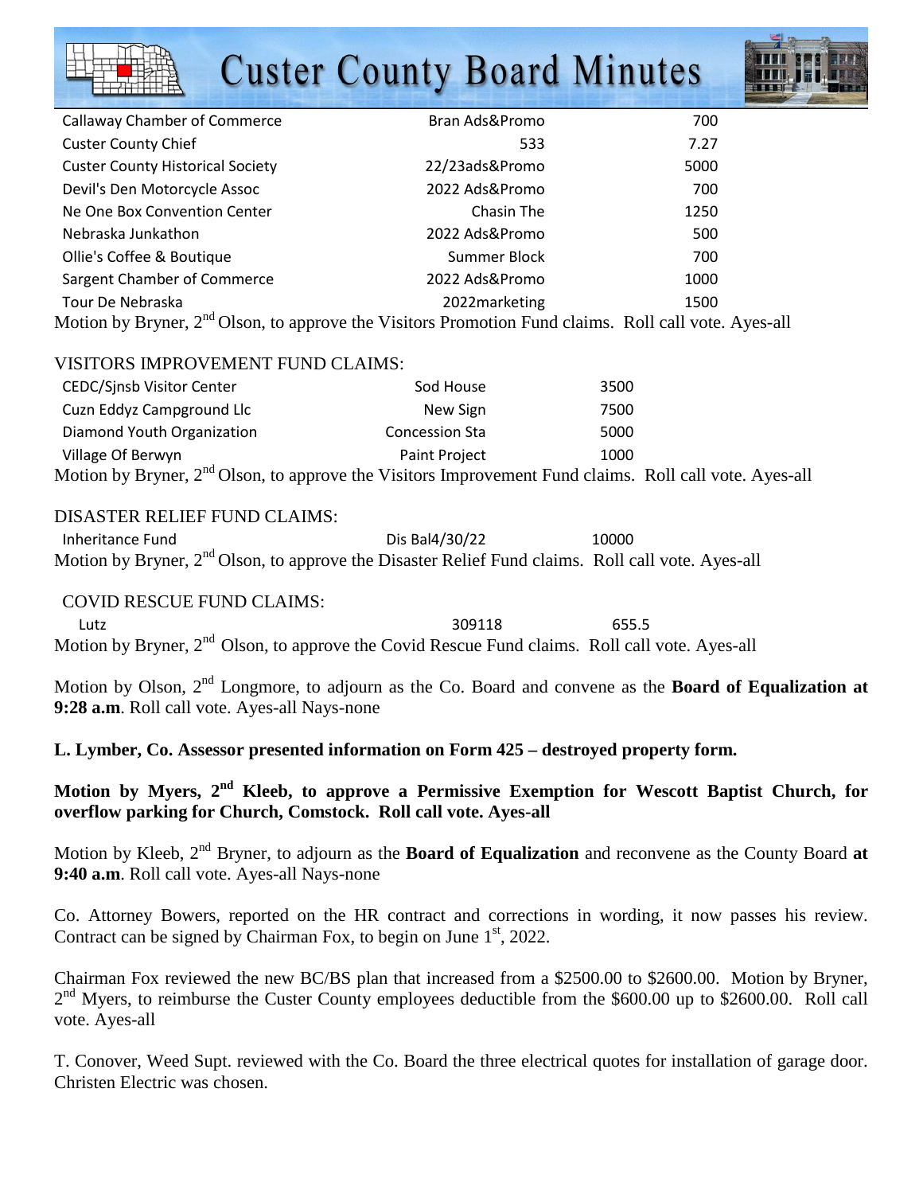| | | |
|---|---|---|
| Callaway Chamber of Commerce | Bran Ads&Promo | 700 |
| Custer County Chief | 533 | 7.27 |
| Custer County Historical Society | 22/23ads&Promo | 5000 |
| Devil's Den Motorcycle Assoc | 2022 Ads&Promo | 700 |
| Ne One Box Convention Center | Chasin The | 1250 |
| Nebraska Junkathon | 2022 Ads&Promo | 500 |
| Ollie's Coffee & Boutique | Summer Block | 700 |
| Sargent Chamber of Commerce | 2022 Ads&Promo | 1000 |
| Tour De Nebraska | 2022marketing | 1500 |

Motion by Bryner, 2nd Olson, to approve the Visitors Promotion Fund claims. Roll call vote. Ayes-all

VISITORS IMPROVEMENT FUND CLAIMS:

| | | |
|---|---|---|
| CEDC/Sjnsb Visitor Center | Sod House | 3500 |
| Cuzn Eddyz Campground Llc | New Sign | 7500 |
| Diamond Youth Organization | Concession Sta | 5000 |
| Village Of Berwyn | Paint Project | 1000 |

Motion by Bryner, 2nd Olson, to approve the Visitors Improvement Fund claims. Roll call vote. Ayes-all

DISASTER RELIEF FUND CLAIMS:

| | | |
|---|---|---|
| Inheritance Fund | Dis Bal4/30/22 | 10000 |

Motion by Bryner, 2nd Olson, to approve the Disaster Relief Fund claims. Roll call vote. Ayes-all

COVID RESCUE FUND CLAIMS:

| | | |
|---|---|---|
| Lutz | 309118 | 655.5 |

Motion by Bryner, 2nd Olson, to approve the Covid Rescue Fund claims. Roll call vote. Ayes-all

Motion by Olson, 2nd Longmore, to adjourn as the Co. Board and convene as the **Board of Equalization at 9:28 a.m**. Roll call vote. Ayes-all Nays-none

**L. Lymber, Co. Assessor presented information on Form 425 – destroyed property form.**

**Motion by Myers, 2nd Kleeb, to approve a Permissive Exemption for Wescott Baptist Church, for overflow parking for Church, Comstock. Roll call vote. Ayes-all**

Motion by Kleeb, 2nd Bryner, to adjourn as the **Board of Equalization** and reconvene as the County Board **at 9:40 a.m**. Roll call vote. Ayes-all Nays-none

Co. Attorney Bowers, reported on the HR contract and corrections in wording, it now passes his review. Contract can be signed by Chairman Fox, to begin on June 1st, 2022.

Chairman Fox reviewed the new BC/BS plan that increased from a $2500.00 to $2600.00. Motion by Bryner, 2nd Myers, to reimburse the Custer County employees deductible from the $600.00 up to $2600.00. Roll call vote. Ayes-all

T. Conover, Weed Supt. reviewed with the Co. Board the three electrical quotes for installation of garage door. Christen Electric was chosen.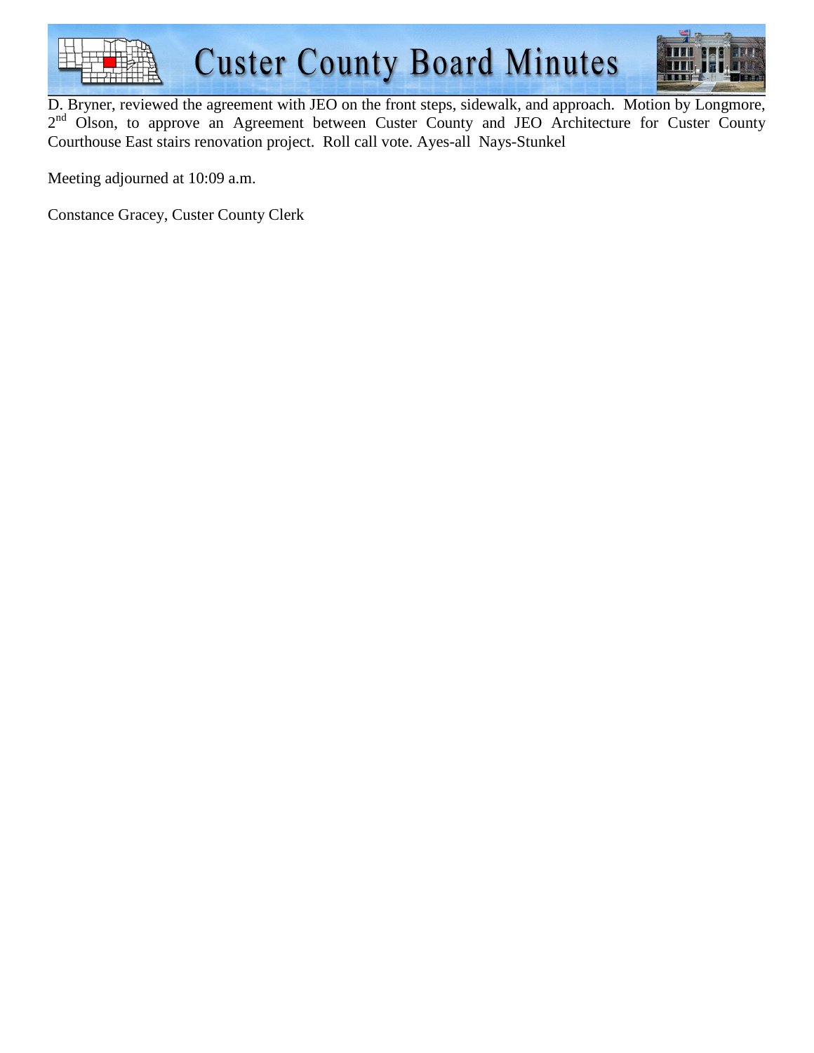D. Bryner, reviewed the agreement with JEO on the front steps, sidewalk, and approach. Motion by Longmore, 2nd Olson, to approve an Agreement between Custer County and JEO Architecture for Custer County Courthouse East stairs renovation project. Roll call vote. Ayes-all Nays-Stunkel

Meeting adjourned at 10:09 a.m.

Constance Gracey, Custer County Clerk